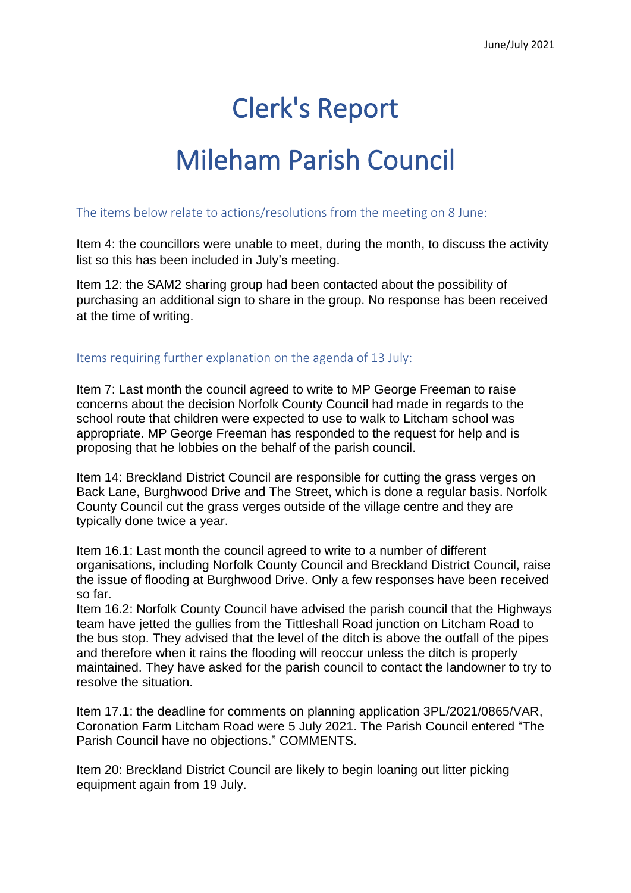June/July 2021

# Clerk's Report

# Mileham Parish Council

## The items below relate to actions/resolutions from the meeting on 8 June:

Item 4: the councillors were unable to meet, during the month, to discuss the activity list so this has been included in July's meeting.

Item 12: the SAM2 sharing group had been contacted about the possibility of purchasing an additional sign to share in the group. No response has been received at the time of writing.

## Items requiring further explanation on the agenda of 13 July:

Item 7: Last month the council agreed to write to MP George Freeman to raise concerns about the decision Norfolk County Council had made in regards to the school route that children were expected to use to walk to Litcham school was appropriate. MP George Freeman has responded to the request for help and is proposing that he lobbies on the behalf of the parish council.

Item 14: Breckland District Council are responsible for cutting the grass verges on Back Lane, Burghwood Drive and The Street, which is done a regular basis. Norfolk County Council cut the grass verges outside of the village centre and they are typically done twice a year.

Item 16.1: Last month the council agreed to write to a number of different organisations, including Norfolk County Council and Breckland District Council, raise the issue of flooding at Burghwood Drive. Only a few responses have been received so far.

Item 16.2: Norfolk County Council have advised the parish council that the Highways team have jetted the gullies from the Tittleshall Road junction on Litcham Road to the bus stop. They advised that the level of the ditch is above the outfall of the pipes and therefore when it rains the flooding will reoccur unless the ditch is properly maintained. They have asked for the parish council to contact the landowner to try to resolve the situation.

Item 17.1: the deadline for comments on planning application 3PL/2021/0865/VAR, Coronation Farm Litcham Road were 5 July 2021. The Parish Council entered "The Parish Council have no objections." COMMENTS.

Item 20: Breckland District Council are likely to begin loaning out litter picking equipment again from 19 July.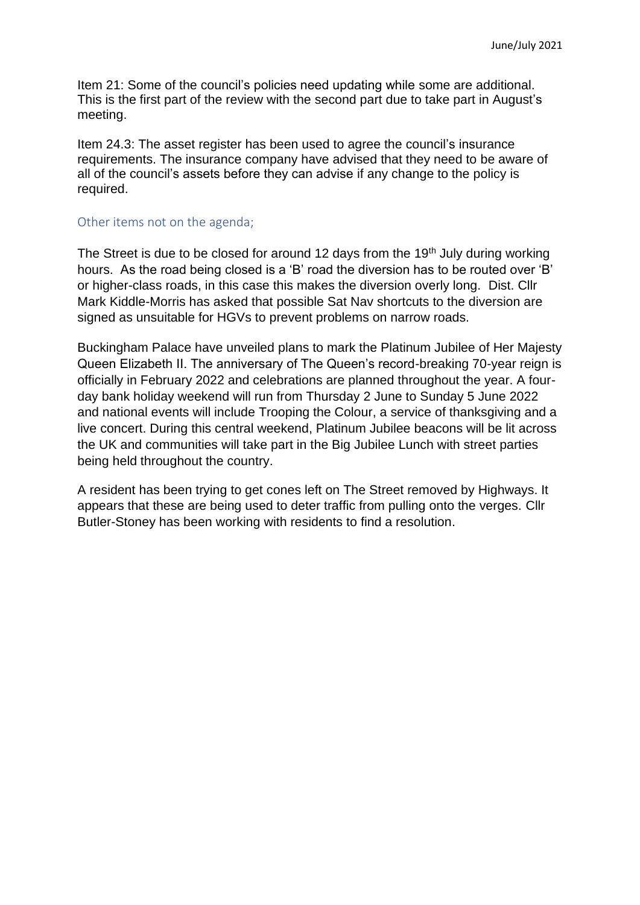Item 21: Some of the council's policies need updating while some are additional. This is the first part of the review with the second part due to take part in August's meeting.

Item 24.3: The asset register has been used to agree the council's insurance requirements. The insurance company have advised that they need to be aware of all of the council's assets before they can advise if any change to the policy is required.

## Other items not on the agenda;

The Street is due to be closed for around 12 days from the 19th July during working hours. As the road being closed is a 'B' road the diversion has to be routed over 'B' or higher-class roads, in this case this makes the diversion overly long. Dist. Cllr Mark Kiddle-Morris has asked that possible Sat Nav shortcuts to the diversion are signed as unsuitable for HGVs to prevent problems on narrow roads.

Buckingham Palace have unveiled plans to mark the Platinum Jubilee of Her Majesty Queen Elizabeth II. The anniversary of The Queen's record-breaking 70-year reign is officially in February 2022 and celebrations are planned throughout the year. A four-day bank holiday weekend will run from Thursday 2 June to Sunday 5 June 2022 and national events will include Trooping the Colour, a service of thanksgiving and a live concert. During this central weekend, Platinum Jubilee beacons will be lit across the UK and communities will take part in the Big Jubilee Lunch with street parties being held throughout the country.

A resident has been trying to get cones left on The Street removed by Highways. It appears that these are being used to deter traffic from pulling onto the verges. Cllr Butler-Stoney has been working with residents to find a resolution.